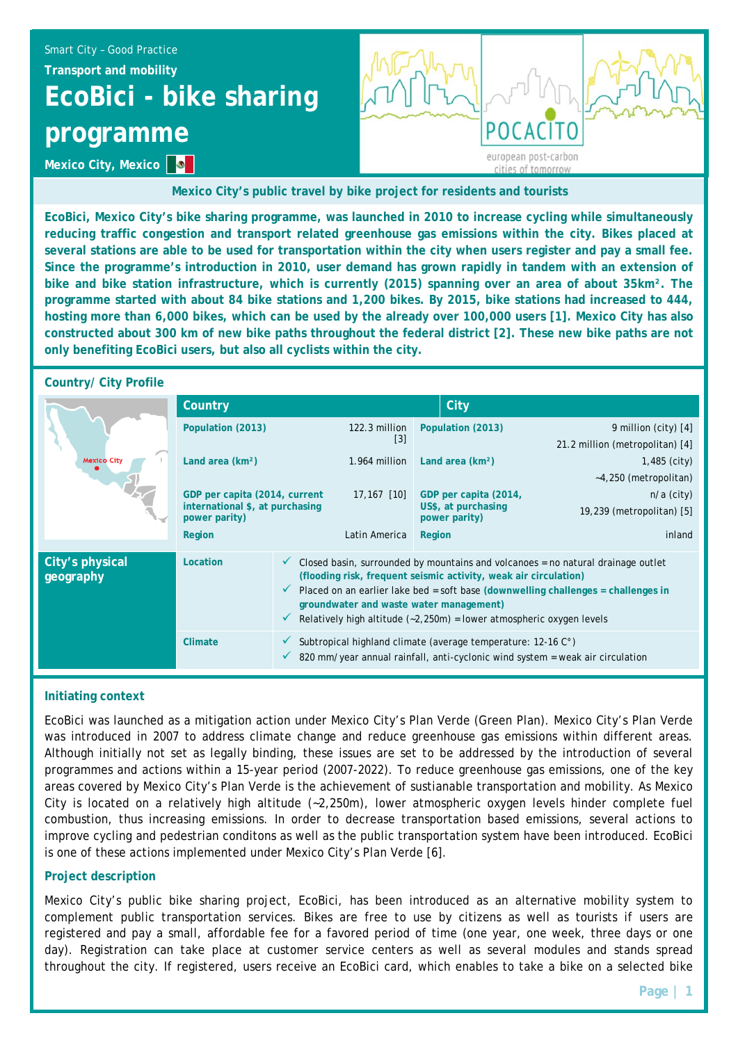Smart City – Good Practice

**Transport and mobility**

# EcoBici - bike sharing programme

**Mexico City, Mexico**

**Mexico City's public travel by bike project for residents and tourists**

**EcoBici, Mexico City's bike sharing programme, was launched in 2010 to increase cycling while simultaneously reducing traffic congestion and transport related greenhouse gas emissions within the city. Bikes placed at several stations are able to be used for transportation within the city when users register and pay a small fee. Since the programme's introduction in 2010, user demand has grown rapidly in tandem with an extension of bike and bike station infrastructure, which is currently (2015) spanning over an area of about 35km². The programme started with about 84 bike stations and 1,200 bikes. By 2015, bike stations had increased to 444, hosting more than 6,000 bikes, which can be used by the already over 100,000 users [1]. Mexico City has also constructed about 300 km of new bike paths throughout the federal district [2]. These new bike paths are not only benefiting EcoBici users, but also all cyclists within the city.**

## Country/ City Profile

| Country | | City | |
|---|---|---|---|
| Population (2013) | 122.3 million [3] | Population (2013) | 9 million (city) [4]<br>21.2 million (metropolitan) [4] |
| Land area (km²) | 1.964 million | Land area (km²) | 1,485 (city)<br>~4,250 (metropolitan) |
| GDP per capita (2014, current international $, at purchasing power parity) | 17,167 [10] | GDP per capita (2014, US$, at purchasing power parity) | n/a (city)<br>19,239 (metropolitan) [5] |
| Region | Latin America | Region | inland |

### City's physical geography

| | |
|---|---|
| Location | ✓ Closed basin, surrounded by mountains and volcanoes = no natural drainage outlet **(flooding risk, frequent seismic activity, weak air circulation)**<br>✓ Placed on an earlier lake bed = soft base **(downwelling challenges = challenges in groundwater and waste water management)**<br>✓ Relatively high altitude (~2,250m) = lower atmospheric oxygen levels |
| Climate | ✓ Subtropical highland climate (average temperature: 12-16 C°)<br>✓ 820 mm/year annual rainfall, anti-cyclonic wind system = weak air circulation |

## Initiating context

EcoBici was launched as a mitigation action under Mexico City's Plan Verde (Green Plan). Mexico City's Plan Verde was introduced in 2007 to address climate change and reduce greenhouse gas emissions within different areas. Although initially not set as legally binding, these issues are set to be addressed by the introduction of several programmes and actions within a 15-year period (2007-2022). To reduce greenhouse gas emissions, one of the key areas covered by Mexico City's Plan Verde is the achievement of sustainable transportation and mobility. As Mexico City is located on a relatively high altitude (~2,250m), lower atmospheric oxygen levels hinder complete fuel combustion, thus increasing emissions. In order to decrease transportation based emissions, several actions to improve cycling and pedestrian conditons as well as the public transportation system have been introduced. EcoBici is one of these actions implemented under Mexico City's Plan Verde [6].

## Project description

Mexico City's public bike sharing project, EcoBici, has been introduced as an alternative mobility system to complement public transportation services. Bikes are free to use by citizens as well as tourists if users are registered and pay a small, affordable fee for a favored period of time (one year, one week, three days or one day). Registration can take place at customer service centers as well as several modules and stands spread throughout the city. If registered, users receive an EcoBici card, which enables to take a bike on a selected bike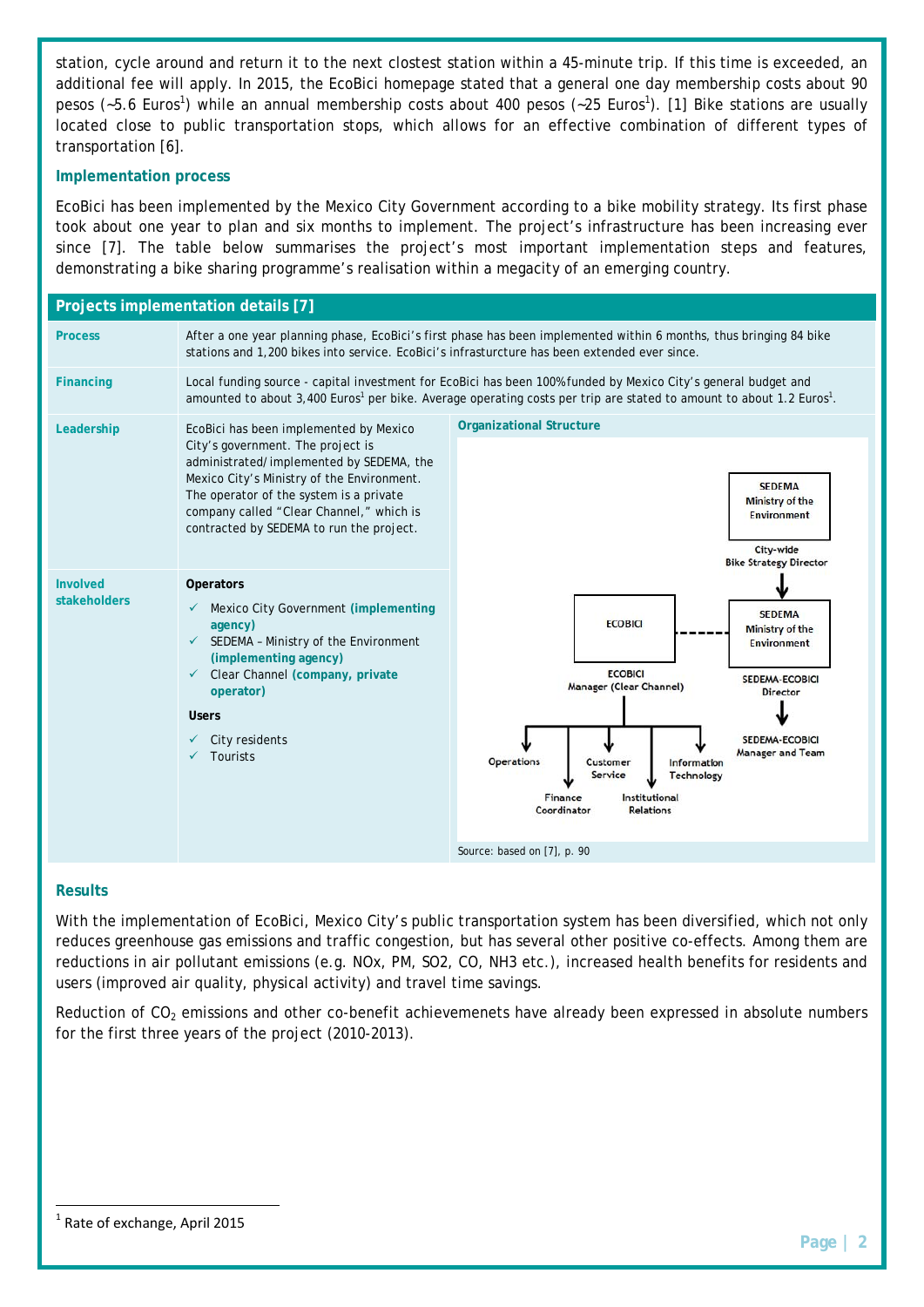station, cycle around and return it to the next clostest station within a 45-minute trip. If this time is exceeded, an additional fee will apply. In 2015, the EcoBici homepage stated that a general one day membership costs about 90 pesos (~5.6 Euros[1]) while an annual membership costs about 400 pesos (~25 Euros[1]). [1] Bike stations are usually located close to public transportation stops, which allows for an effective combination of different types of transportation [6].

### Implementation process

EcoBici has been implemented by the Mexico City Government according to a bike mobility strategy. Its first phase took about one year to plan and six months to implement. The project's infrastructure has been increasing ever since [7]. The table below summarises the project's most important implementation steps and features, demonstrating a bike sharing programme's realisation within a megacity of an emerging country.

| Projects implementation details [7] | | |
|---|---|---|
| **Process** | After a one year planning phase, EcoBici's first phase has been implemented within 6 months, thus bringing 84 bike stations and 1,200 bikes into service. EcoBici's infrasturcture has been extended ever since. | |
| **Financing** | Local funding source - capital investment for EcoBici has been 100% funded by Mexico City's general budget and amounted to about 3,400 Euros[1] per bike. Average operating costs per trip are stated to amount to about 1.2 Euros[1]. | |
| **Leadership** | EcoBici has been implemented by Mexico City's government. The project is administrated/implemented by SEDEMA, the Mexico City's Ministry of the Environment. The operator of the system is a private company called "Clear Channel," which is contracted by SEDEMA to run the project. | **Organizational Structure** <br> SEDEMA Ministry of the Environment — City-wide Bike Strategy Director → SEDEMA Ministry of the Environment — SEDEMA-ECOBICI Director → SEDEMA-ECOBICI Manager and Team <br> ECOBICI (linked to SEDEMA) — ECOBICI Manager (Clear Channel) → Operations, Finance Coordinator, Customer Service, Institutional Relations, Information Technology <br> Source: based on [7], p. 90 |
| **Involved stakeholders** | **Operators** <br> ✓ Mexico City Government **(implementing agency)** <br> ✓ SEDEMA – Ministry of the Environment **(implementing agency)** <br> ✓ Clear Channel **(company, private operator)** <br> **Users** <br> ✓ City residents <br> ✓ Tourists | |

### Results

With the implementation of EcoBici, Mexico City's public transportation system has been diversified, which not only reduces greenhouse gas emissions and traffic congestion, but has several other positive co-effects. Among them are reductions in air pollutant emissions (e.g. NOx, PM, SO2, CO, NH3 etc.), increased health benefits for residents and users (improved air quality, physical activity) and travel time savings.

Reduction of $CO_2$ emissions and other co-benefit achievemenets have already been expressed in absolute numbers for the first three years of the project (2010-2013).

[1] Rate of exchange, April 2015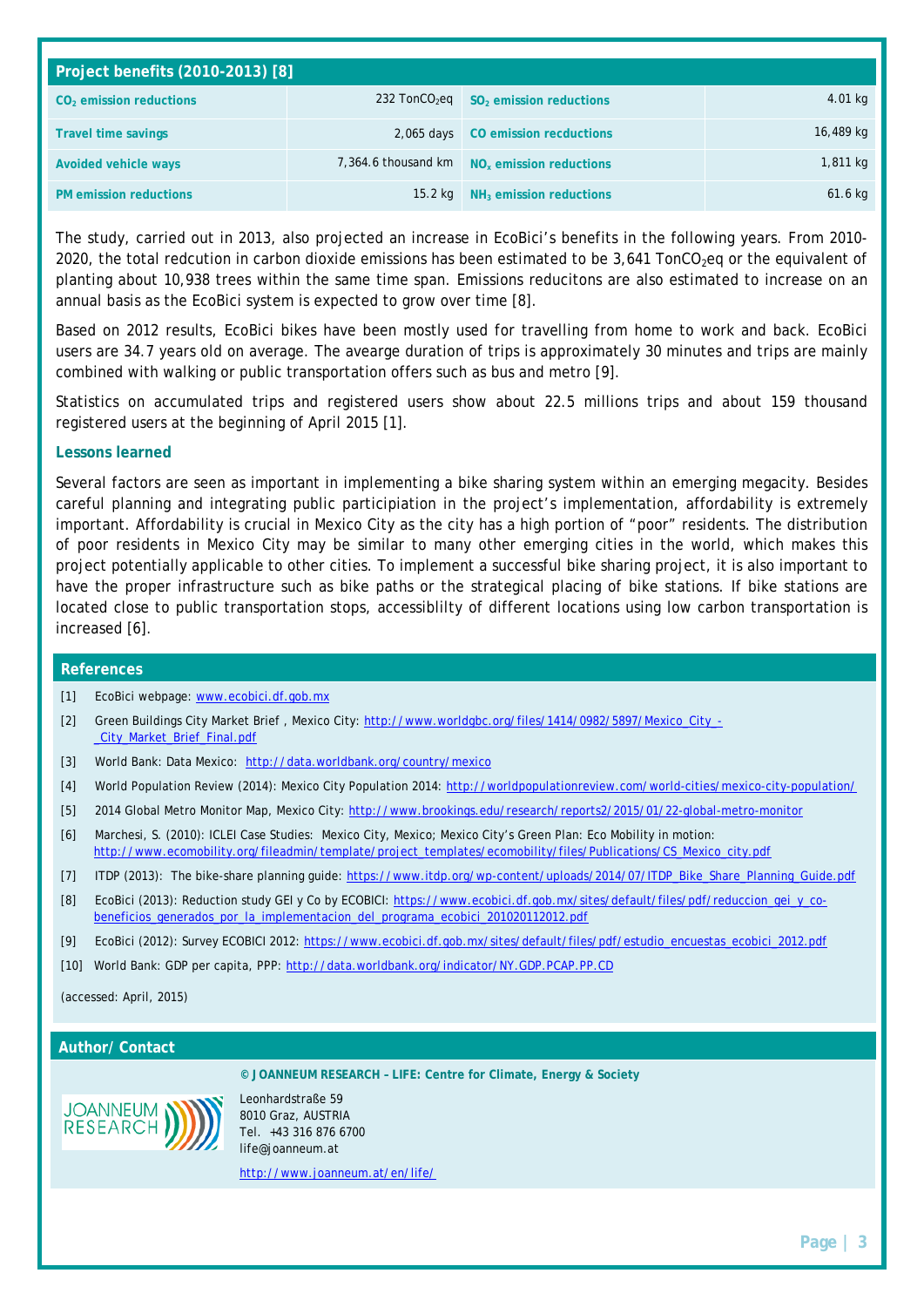## Project benefits (2010-2013) [8]

| | | | |
|---|---|---|---|
| $CO_2$ emission reductions | 232 Ton$CO_2$eq | $SO_2$ emission reductions | 4.01 kg |
| Travel time savings | 2,065 days | CO emission recductions | 16,489 kg |
| Avoided vehicle ways | 7,364.6 thousand km | $NO_x$ emission reductions | 1,811 kg |
| PM emission reductions | 15.2 kg | $NH_3$ emission reductions | 61.6 kg |

The study, carried out in 2013, also projected an increase in EcoBici's benefits in the following years. From 2010-2020, the total redcution in carbon dioxide emissions has been estimated to be 3,641 Ton$CO_2$eq or the equivalent of planting about 10,938 trees within the same time span. Emissions reducitons are also estimated to increase on an annual basis as the EcoBici system is expected to grow over time [8].

Based on 2012 results, EcoBici bikes have been mostly used for travelling from home to work and back. EcoBici users are 34.7 years old on average. The avearge duration of trips is approximately 30 minutes and trips are mainly combined with walking or public transportation offers such as bus and metro [9].

Statistics on accumulated trips and registered users show about 22.5 millions trips and about 159 thousand registered users at the beginning of April 2015 [1].

### Lessons learned

Several factors are seen as important in implementing a bike sharing system within an emerging megacity. Besides careful planning and integrating public particiipation in the project's implementation, affordability is extremely important. Affordability is crucial in Mexico City as the city has a high portion of "poor" residents. The distribution of poor residents in Mexico City may be similar to many other emerging cities in the world, which makes this project potentially applicable to other cities. To implement a successful bike sharing project, it is also important to have the proper infrastructure such as bike paths or the strategical placing of bike stations. If bike stations are located close to public transportation stops, accessiblilty of different locations using low carbon transportation is increased [6].

## References

[1] EcoBici webpage: www.ecobici.df.gob.mx

[2] Green Buildings City Market Brief , Mexico City: http://www.worldgbc.org/files/1414/0982/5897/Mexico_City_-_City_Market_Brief_Final.pdf

[3] World Bank: Data Mexico: http://data.worldbank.org/country/mexico

[4] World Population Review (2014): Mexico City Population 2014: http://worldpopulationreview.com/world-cities/mexico-city-population/

[5] 2014 Global Metro Monitor Map, Mexico City: http://www.brookings.edu/research/reports2/2015/01/22-global-metro-monitor

[6] Marchesi, S. (2010): ICLEI Case Studies: Mexico City, Mexico; Mexico City's Green Plan: Eco Mobility in motion: http://www.ecomobility.org/fileadmin/template/project_templates/ecomobility/files/Publications/CS_Mexico_city.pdf

[7] ITDP (2013): The bike-share planning guide: https://www.itdp.org/wp-content/uploads/2014/07/ITDP_Bike_Share_Planning_Guide.pdf

[8] EcoBici (2013): Reduction study GEI y Co by ECOBICI: https://www.ecobici.df.gob.mx/sites/default/files/pdf/reduccion_gei_y_co-beneficios_generados_por_la_implementacion_del_programa_ecobici_201020112012.pdf

[9] EcoBici (2012): Survey ECOBICI 2012: https://www.ecobici.df.gob.mx/sites/default/files/pdf/estudio_encuestas_ecobici_2012.pdf

[10] World Bank: GDP per capita, PPP: http://data.worldbank.org/indicator/NY.GDP.PCAP.PP.CD

(accessed: April, 2015)

## Author/ Contact

**© JOANNEUM RESEARCH – LIFE: Centre for Climate, Energy & Society**

Leonhardstraße 59
8010 Graz, AUSTRIA
Tel. +43 316 876 6700
life@joanneum.at

http://www.joanneum.at/en/life/